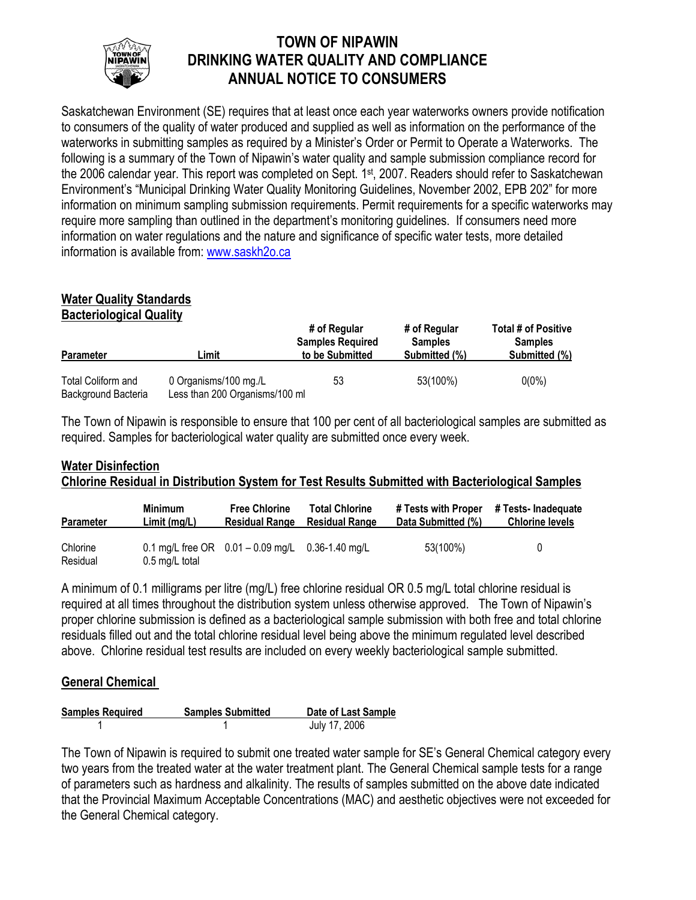# TOWN OF NIPAWIN
# DRINKING WATER QUALITY AND COMPLIANCE
# ANNUAL NOTICE TO CONSUMERS

Saskatchewan Environment (SE) requires that at least once each year waterworks owners provide notification to consumers of the quality of water produced and supplied as well as information on the performance of the waterworks in submitting samples as required by a Minister's Order or Permit to Operate a Waterworks. The following is a summary of the Town of Nipawin's water quality and sample submission compliance record for the 2006 calendar year. This report was completed on Sept. 1st, 2007. Readers should refer to Saskatchewan Environment's "Municipal Drinking Water Quality Monitoring Guidelines, November 2002, EPB 202" for more information on minimum sampling submission requirements. Permit requirements for a specific waterworks may require more sampling than outlined in the department's monitoring guidelines. If consumers need more information on water regulations and the nature and significance of specific water tests, more detailed information is available from: www.saskh2o.ca

## Water Quality Standards
### Bacteriological Quality

| Parameter | Limit | # of Regular Samples Required to be Submitted | # of Regular Samples Submitted (%) | Total # of Positive Samples Submitted (%) |
|---|---|---|---|---|
| Total Coliform and Background Bacteria | 0 Organisms/100 mg./L Less than 200 Organisms/100 ml | 53 | 53(100%) | 0(0%) |

The Town of Nipawin is responsible to ensure that 100 per cent of all bacteriological samples are submitted as required. Samples for bacteriological water quality are submitted once every week.

## Water Disinfection
### Chlorine Residual in Distribution System for Test Results Submitted with Bacteriological Samples

| Parameter | Minimum Limit (mg/L) | Free Chlorine Residual Range | Total Chlorine Residual Range | # Tests with Proper Data Submitted (%) | # Tests- Inadequate Chlorine levels |
|---|---|---|---|---|---|
| Chlorine Residual | 0.1 mg/L free OR 0.5 mg/L total | 0.01 – 0.09 mg/L | 0.36-1.40 mg/L | 53(100%) | 0 |

A minimum of 0.1 milligrams per litre (mg/L) free chlorine residual OR 0.5 mg/L total chlorine residual is required at all times throughout the distribution system unless otherwise approved. The Town of Nipawin's proper chlorine submission is defined as a bacteriological sample submission with both free and total chlorine residuals filled out and the total chlorine residual level being above the minimum regulated level described above. Chlorine residual test results are included on every weekly bacteriological sample submitted.

## General Chemical

| Samples Required | Samples Submitted | Date of Last Sample |
|---|---|---|
| 1 | 1 | July 17, 2006 |

The Town of Nipawin is required to submit one treated water sample for SE's General Chemical category every two years from the treated water at the water treatment plant. The General Chemical sample tests for a range of parameters such as hardness and alkalinity. The results of samples submitted on the above date indicated that the Provincial Maximum Acceptable Concentrations (MAC) and aesthetic objectives were not exceeded for the General Chemical category.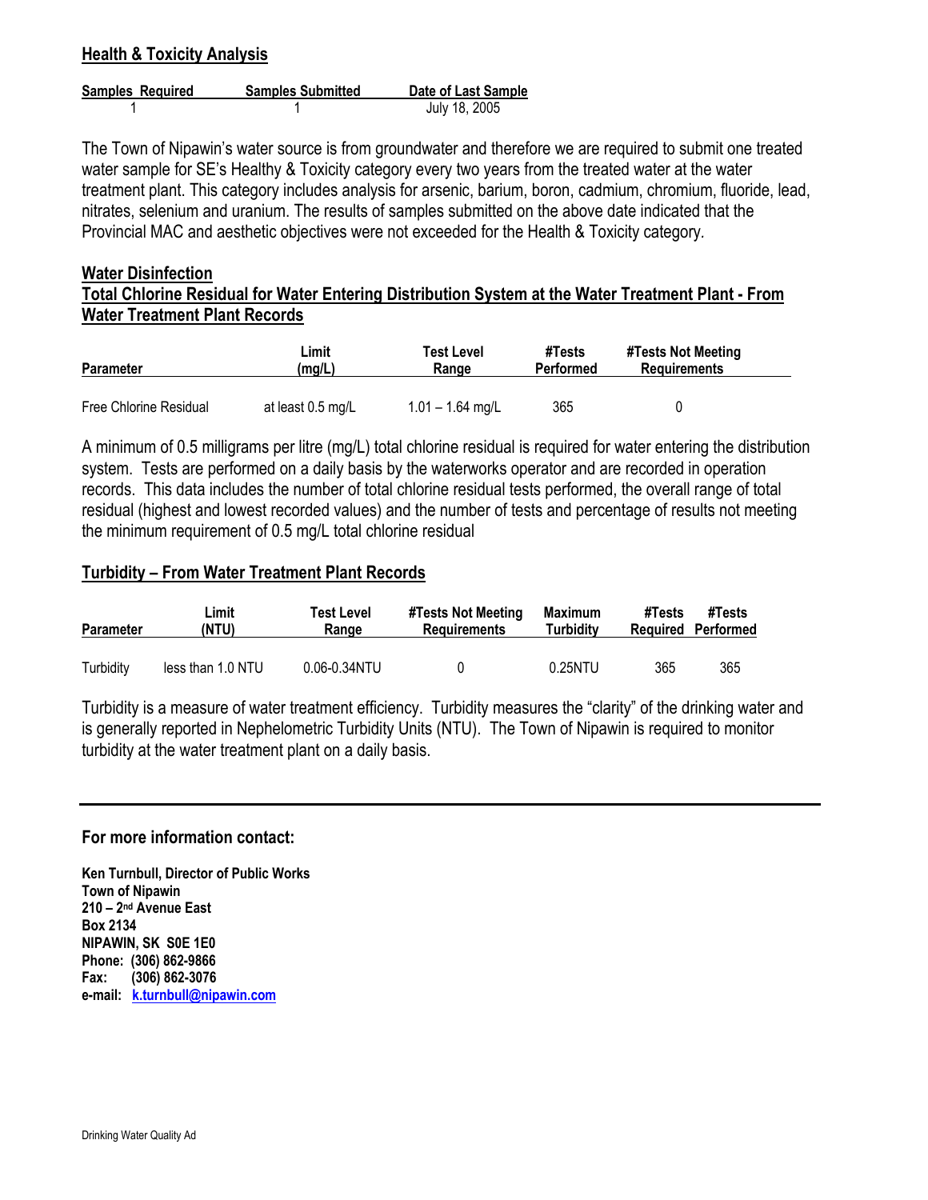## Health & Toxicity Analysis

| Samples Required | Samples Submitted | Date of Last Sample |
| --- | --- | --- |
| 1 | 1 | July 18, 2005 |

The Town of Nipawin's water source is from groundwater and therefore we are required to submit one treated water sample for SE's Healthy & Toxicity category every two years from the treated water at the water treatment plant. This category includes analysis for arsenic, barium, boron, cadmium, chromium, fluoride, lead, nitrates, selenium and uranium. The results of samples submitted on the above date indicated that the Provincial MAC and aesthetic objectives were not exceeded for the Health & Toxicity category.

## Water Disinfection

## Total Chlorine Residual for Water Entering Distribution System at the Water Treatment Plant - From Water Treatment Plant Records

| Parameter | Limit (mg/L) | Test Level Range | #Tests Performed | #Tests Not Meeting Requirements |
| --- | --- | --- | --- | --- |
| Free Chlorine Residual | at least 0.5 mg/L | 1.01 – 1.64 mg/L | 365 | 0 |

A minimum of 0.5 milligrams per litre (mg/L) total chlorine residual is required for water entering the distribution system. Tests are performed on a daily basis by the waterworks operator and are recorded in operation records. This data includes the number of total chlorine residual tests performed, the overall range of total residual (highest and lowest recorded values) and the number of tests and percentage of results not meeting the minimum requirement of 0.5 mg/L total chlorine residual

## Turbidity – From Water Treatment Plant Records

| Parameter | Limit (NTU) | Test Level Range | #Tests Not Meeting Requirements | Maximum Turbidity | #Tests Required | #Tests Performed |
| --- | --- | --- | --- | --- | --- | --- |
| Turbidity | less than 1.0 NTU | 0.06-0.34NTU | 0 | 0.25NTU | 365 | 365 |

Turbidity is a measure of water treatment efficiency. Turbidity measures the "clarity" of the drinking water and is generally reported in Nephelometric Turbidity Units (NTU). The Town of Nipawin is required to monitor turbidity at the water treatment plant on a daily basis.

---

### For more information contact:

**Ken Turnbull, Director of Public Works**
**Town of Nipawin**
**210 – 2nd Avenue East**
**Box 2134**
**NIPAWIN, SK S0E 1E0**
**Phone: (306) 862-9866**
**Fax: (306) 862-3076**
**e-mail: k.turnbull@nipawin.com**